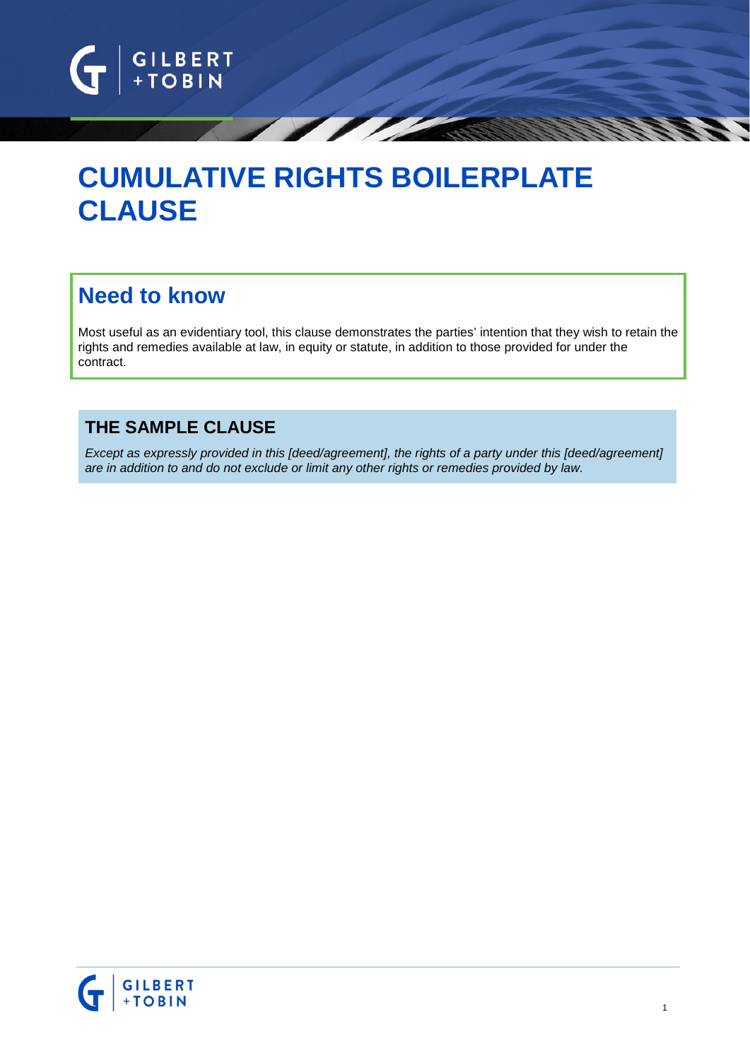# CUMULATIVE RIGHTS BOILERPLATE CLAUSE

## Need to know

Most useful as an evidentiary tool, this clause demonstrates the parties' intention that they wish to retain the rights and remedies available at law, in equity or statute, in addition to those provided for under the contract.

### THE SAMPLE CLAUSE

*Except as expressly provided in this [deed/agreement], the rights of a party under this [deed/agreement] are in addition to and do not exclude or limit any other rights or remedies provided by law.*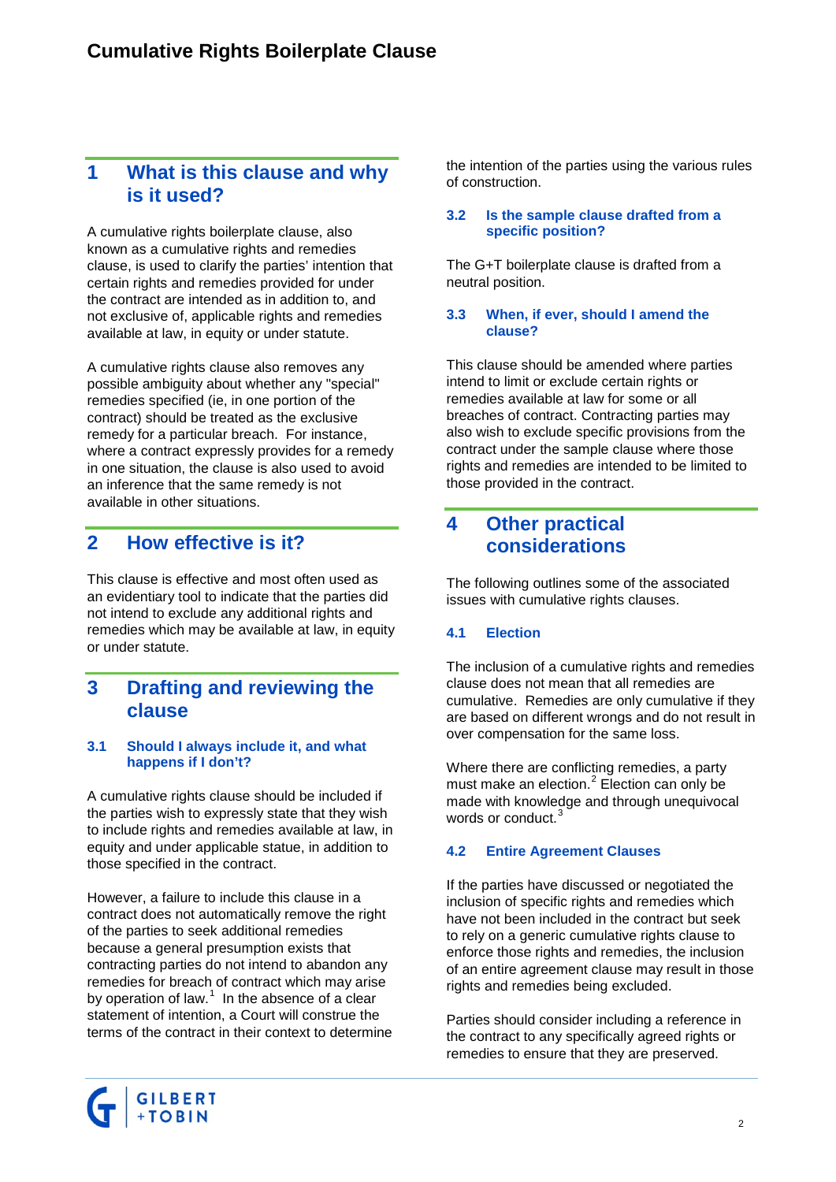# Cumulative Rights Boilerplate Clause

## 1 What is this clause and why is it used?

A cumulative rights boilerplate clause, also known as a cumulative rights and remedies clause, is used to clarify the parties' intention that certain rights and remedies provided for under the contract are intended as in addition to, and not exclusive of, applicable rights and remedies available at law, in equity or under statute.

A cumulative rights clause also removes any possible ambiguity about whether any "special" remedies specified (ie, in one portion of the contract) should be treated as the exclusive remedy for a particular breach. For instance, where a contract expressly provides for a remedy in one situation, the clause is also used to avoid an inference that the same remedy is not available in other situations.

## 2 How effective is it?

This clause is effective and most often used as an evidentiary tool to indicate that the parties did not intend to exclude any additional rights and remedies which may be available at law, in equity or under statute.

## 3 Drafting and reviewing the clause

### 3.1 Should I always include it, and what happens if I don't?

A cumulative rights clause should be included if the parties wish to expressly state that they wish to include rights and remedies available at law, in equity and under applicable statue, in addition to those specified in the contract.

However, a failure to include this clause in a contract does not automatically remove the right of the parties to seek additional remedies because a general presumption exists that contracting parties do not intend to abandon any remedies for breach of contract which may arise by operation of law.[1] In the absence of a clear statement of intention, a Court will construe the terms of the contract in their context to determine the intention of the parties using the various rules of construction.

### 3.2 Is the sample clause drafted from a specific position?

The G+T boilerplate clause is drafted from a neutral position.

### 3.3 When, if ever, should I amend the clause?

This clause should be amended where parties intend to limit or exclude certain rights or remedies available at law for some or all breaches of contract. Contracting parties may also wish to exclude specific provisions from the contract under the sample clause where those rights and remedies are intended to be limited to those provided in the contract.

## 4 Other practical considerations

The following outlines some of the associated issues with cumulative rights clauses.

### 4.1 Election

The inclusion of a cumulative rights and remedies clause does not mean that all remedies are cumulative. Remedies are only cumulative if they are based on different wrongs and do not result in over compensation for the same loss.

Where there are conflicting remedies, a party must make an election.[2] Election can only be made with knowledge and through unequivocal words or conduct.[3]

### 4.2 Entire Agreement Clauses

If the parties have discussed or negotiated the inclusion of specific rights and remedies which have not been included in the contract but seek to rely on a generic cumulative rights clause to enforce those rights and remedies, the inclusion of an entire agreement clause may result in those rights and remedies being excluded.

Parties should consider including a reference in the contract to any specifically agreed rights or remedies to ensure that they are preserved.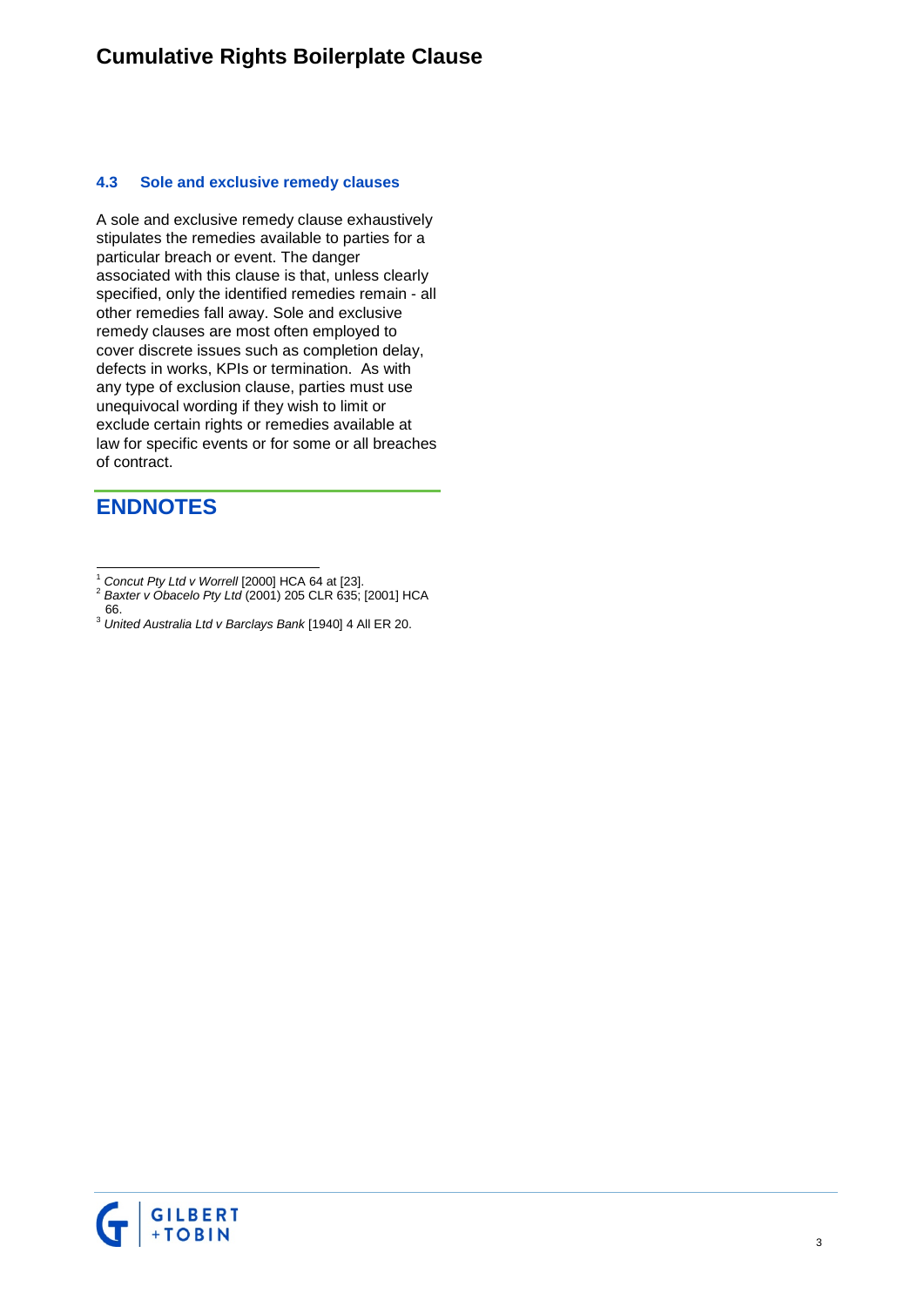### 4.3 Sole and exclusive remedy clauses

A sole and exclusive remedy clause exhaustively stipulates the remedies available to parties for a particular breach or event. The danger associated with this clause is that, unless clearly specified, only the identified remedies remain - all other remedies fall away. Sole and exclusive remedy clauses are most often employed to cover discrete issues such as completion delay, defects in works, KPIs or termination. As with any type of exclusion clause, parties must use unequivocal wording if they wish to limit or exclude certain rights or remedies available at law for specific events or for some or all breaches of contract.

## ENDNOTES

[1] *Concut Pty Ltd v Worrell* [2000] HCA 64 at [23].

[2] *Baxter v Obacelo Pty Ltd* (2001) 205 CLR 635; [2001] HCA 66.

[3] *United Australia Ltd v Barclays Bank* [1940] 4 All ER 20.